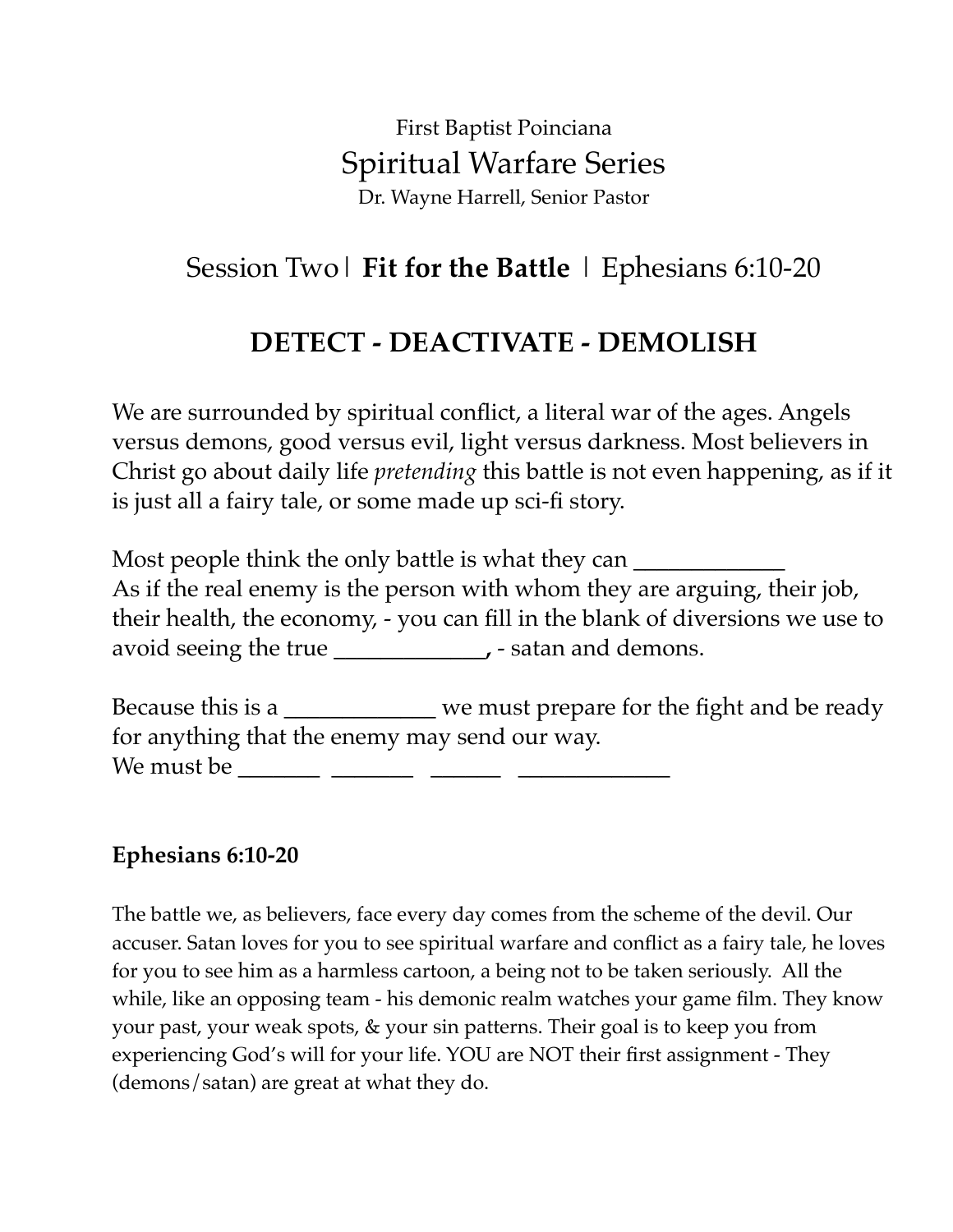First Baptist Poinciana

# Spiritual Warfare Series

Dr. Wayne Harrell, Senior Pastor

## Session Two | **Fit for the Battle** | Ephesians 6:10-20

## DETECT - DEACTIVATE - DEMOLISH

We are surrounded by spiritual conflict, a literal war of the ages. Angels versus demons, good versus evil, light versus darkness. Most believers in Christ go about daily life *pretending* this battle is not even happening, as if it is just all a fairy tale, or some made up sci-fi story.

Most people think the only battle is what they can ____________
As if the real enemy is the person with whom they are arguing, their job, their health, the economy, - you can fill in the blank of diversions we use to avoid seeing the true ____________, - satan and demons.

Because this is a ____________ we must prepare for the fight and be ready for anything that the enemy may send our way.
We must be _______ _______ ______ ____________

**Ephesians 6:10-20**

The battle we, as believers, face every day comes from the scheme of the devil. Our accuser. Satan loves for you to see spiritual warfare and conflict as a fairy tale, he loves for you to see him as a harmless cartoon, a being not to be taken seriously. All the while, like an opposing team - his demonic realm watches your game film. They know your past, your weak spots, & your sin patterns. Their goal is to keep you from experiencing God's will for your life. YOU are NOT their first assignment - They (demons/satan) are great at what they do.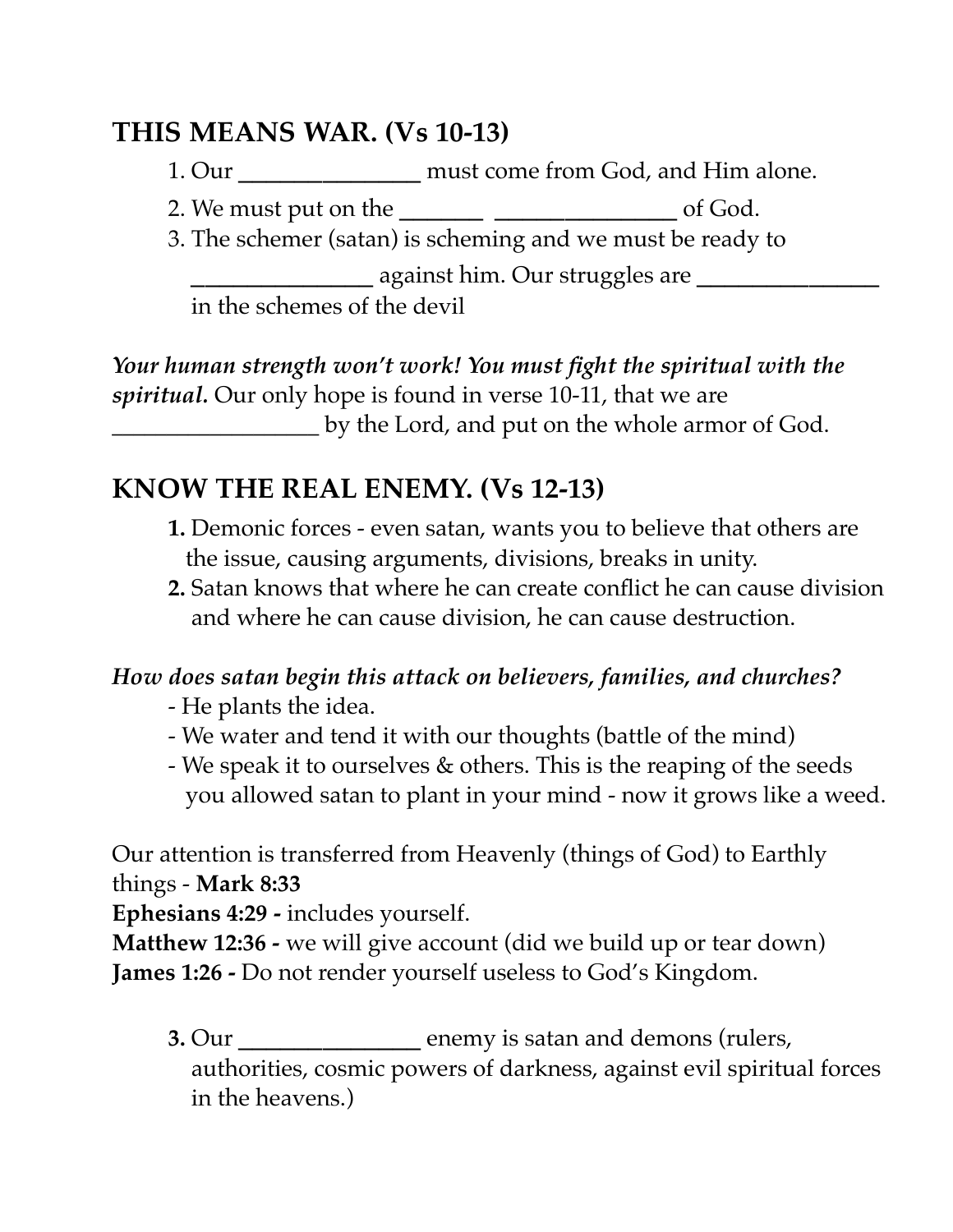## THIS MEANS WAR. (Vs 10-13)

1. Our _______________ must come from God, and Him alone.
2. We must put on the _______ _______________ of God.
3. The schemer (satan) is scheming and we must be ready to _______________ against him. Our struggles are _______________ in the schemes of the devil

***Your human strength won't work! You must fight the spiritual with the spiritual.*** Our only hope is found in verse 10-11, that we are _________________ by the Lord, and put on the whole armor of God.

## KNOW THE REAL ENEMY. (Vs 12-13)

**1.** Demonic forces - even satan, wants you to believe that others are the issue, causing arguments, divisions, breaks in unity.

**2.** Satan knows that where he can create conflict he can cause division and where he can cause division, he can cause destruction.

***How does satan begin this attack on believers, families, and churches?***

- He plants the idea.
- We water and tend it with our thoughts (battle of the mind)
- We speak it to ourselves & others. This is the reaping of the seeds you allowed satan to plant in your mind - now it grows like a weed.

Our attention is transferred from Heavenly (things of God) to Earthly things - **Mark 8:33**
**Ephesians 4:29 -** includes yourself.
**Matthew 12:36 -** we will give account (did we build up or tear down)
**James 1:26 -** Do not render yourself useless to God's Kingdom.

**3.** Our _______________ enemy is satan and demons (rulers, authorities, cosmic powers of darkness, against evil spiritual forces in the heavens.)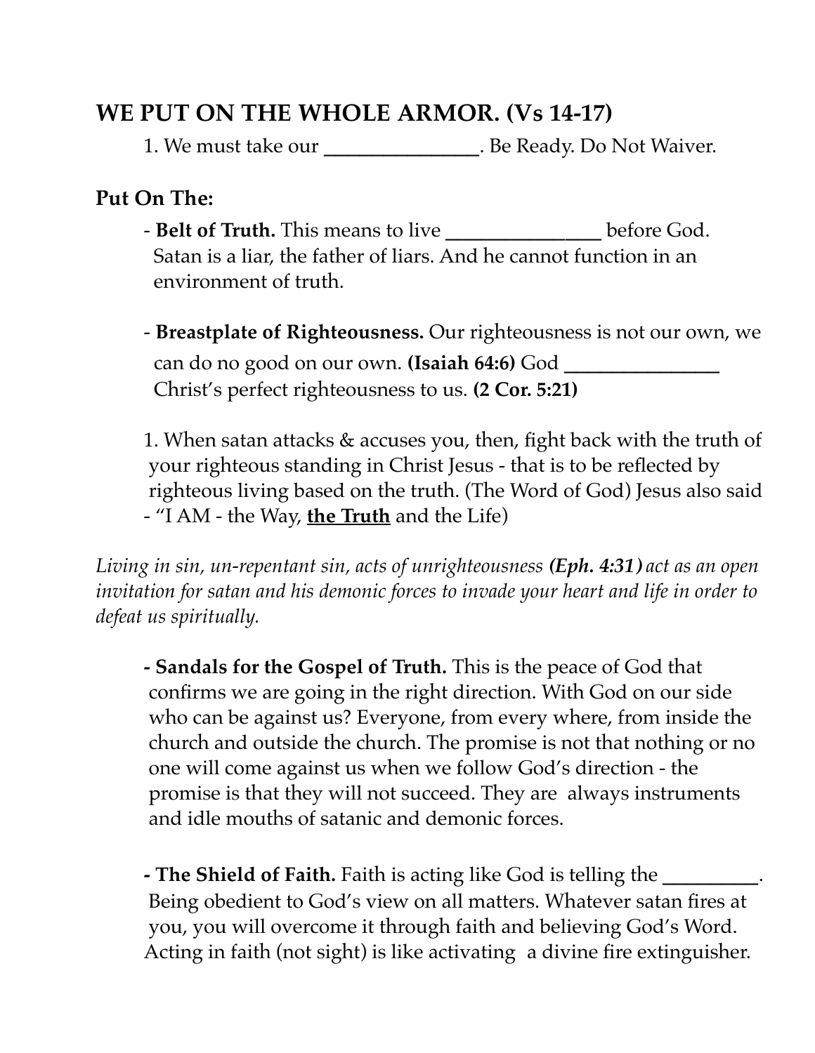## WE PUT ON THE WHOLE ARMOR. (Vs 14-17)

1. We must take our _______________. Be Ready. Do Not Waiver.

**Put On The:**

- **Belt of Truth.** This means to live _______________ before God. Satan is a liar, the father of liars. And he cannot function in an environment of truth.

- **Breastplate of Righteousness.** Our righteousness is not our own, we can do no good on our own. **(Isaiah 64:6)** God _______________ Christ's perfect righteousness to us. **(2 Cor. 5:21)**

1. When satan attacks & accuses you, then, fight back with the truth of your righteous standing in Christ Jesus - that is to be reflected by righteous living based on the truth. (The Word of God) Jesus also said - "I AM - the Way, <u>**the Truth**</u> and the Life)

*Living in sin, un-repentant sin, acts of unrighteousness* ***(Eph. 4:31)*** *act as an open invitation for satan and his demonic forces to invade your heart and life in order to defeat us spiritually.*

- **Sandals for the Gospel of Truth.** This is the peace of God that confirms we are going in the right direction. With God on our side who can be against us? Everyone, from every where, from inside the church and outside the church. The promise is not that nothing or no one will come against us when we follow God's direction - the promise is that they will not succeed. They are always instruments and idle mouths of satanic and demonic forces.

- **The Shield of Faith.** Faith is acting like God is telling the _________. Being obedient to God's view on all matters. Whatever satan fires at you, you will overcome it through faith and believing God's Word. Acting in faith (not sight) is like activating a divine fire extinguisher.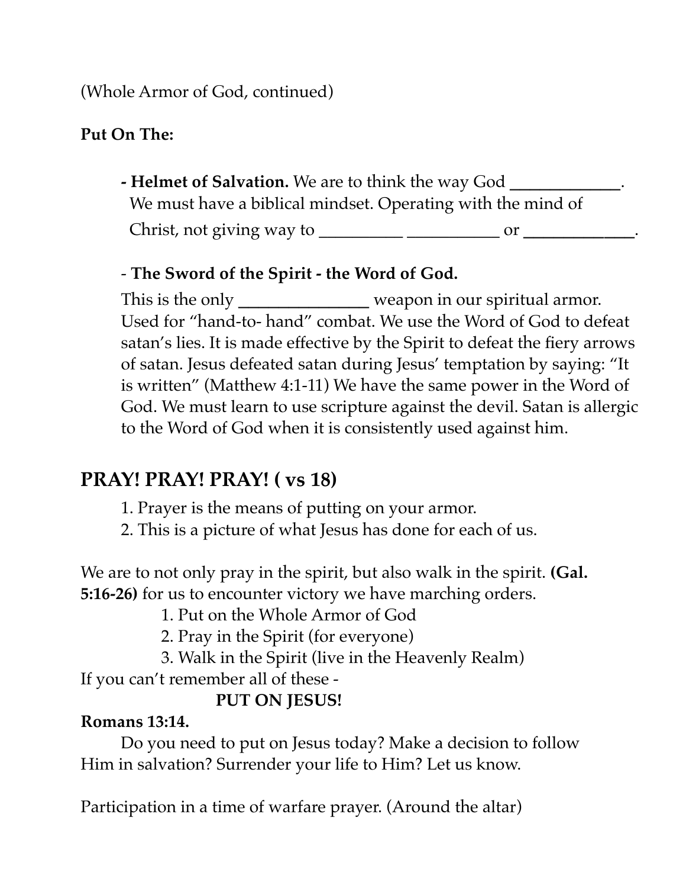(Whole Armor of God, continued)

**Put On The:**

- **Helmet of Salvation.** We are to think the way God **\_\_\_\_\_\_\_\_\_\_\_\_**. We must have a biblical mindset. Operating with the mind of Christ, not giving way to \_\_\_\_\_\_\_\_\_\_ \_\_\_\_\_\_\_\_\_\_\_ or **\_\_\_\_\_\_\_\_\_\_\_\_\_**.

- **The Sword of the Spirit - the Word of God.**
  This is the only **\_\_\_\_\_\_\_\_\_\_\_\_\_\_\_\_** weapon in our spiritual armor. Used for "hand-to- hand" combat. We use the Word of God to defeat satan's lies. It is made effective by the Spirit to defeat the fiery arrows of satan. Jesus defeated satan during Jesus' temptation by saying: "It is written" (Matthew 4:1-11) We have the same power in the Word of God. We must learn to use scripture against the devil. Satan is allergic to the Word of God when it is consistently used against him.

## PRAY! PRAY! PRAY! ( vs 18)

1. Prayer is the means of putting on your armor.
2. This is a picture of what Jesus has done for each of us.

We are to not only pray in the spirit, but also walk in the spirit. **(Gal. 5:16-26)** for us to encounter victory we have marching orders.

1. Put on the Whole Armor of God
2. Pray in the Spirit (for everyone)
3. Walk in the Spirit (live in the Heavenly Realm)

If you can't remember all of these -

**PUT ON JESUS!**

**Romans 13:14.**

Do you need to put on Jesus today? Make a decision to follow Him in salvation? Surrender your life to Him? Let us know.

Participation in a time of warfare prayer. (Around the altar)